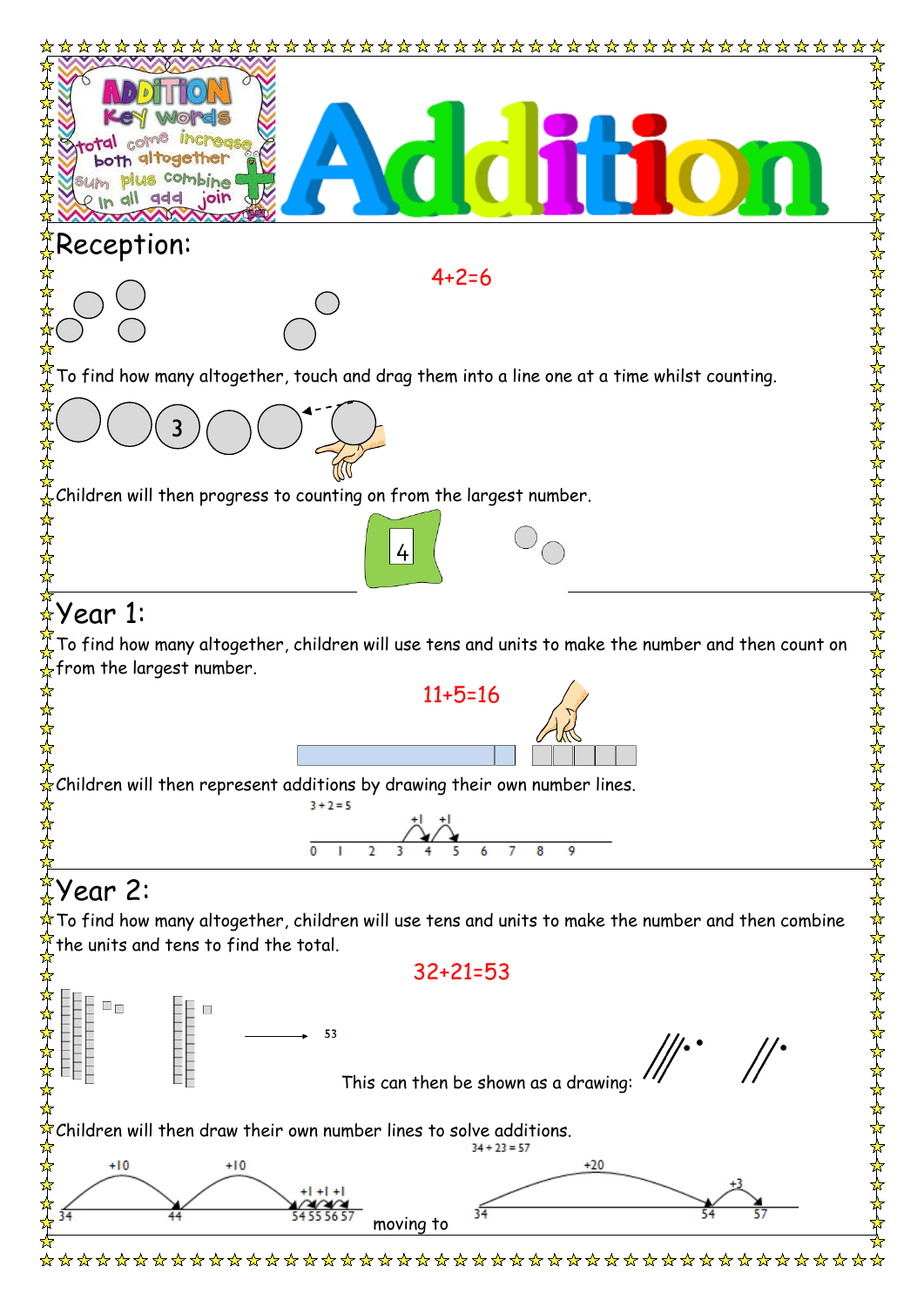# Addition

**ADDITION Key Words:** total, come, increase, both, altogether, sum, plus, combine, in all, add, join

## Reception:

4+2=6

To find how many altogether, touch and drag them into a line one at a time whilst counting.

Children will then progress to counting on from the largest number.

4

## Year 1:

To find how many altogether, children will use tens and units to make the number and then count on from the largest number.

11+5=16

Children will then represent additions by drawing their own number lines.

3 + 2 = 5

+1 +1

0 1 2 3 4 5 6 7 8 9

## Year 2:

To find how many altogether, children will use tens and units to make the number and then combine the units and tens to find the total.

32+21=53

53

This can then be shown as a drawing:

Children will then draw their own number lines to solve additions.

+10 +10 +1 +1 +1

34 44 54 55 56 57

moving to

34 + 23 = 57

+20 +3

34 54 57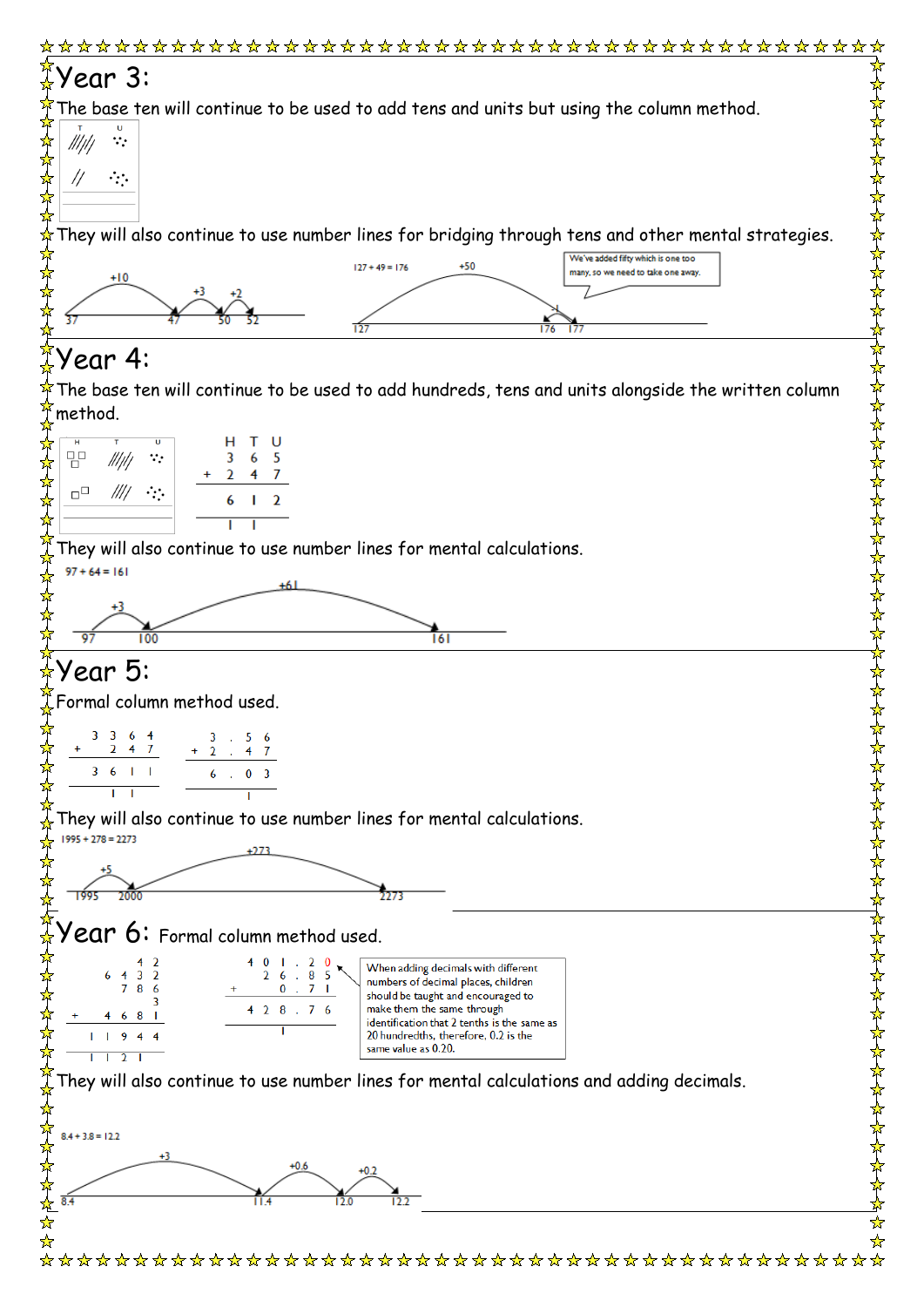## Year 3:

The base ten will continue to be used to add tens and units but using the column method.

T U

They will also continue to use number lines for bridging through tens and other mental strategies.

+10 +3 +2

37 47 50 52

127 + 49 = 176

+50

-1

127 176 177

We've added fifty which is one too many, so we need to take one away.

## Year 4:

The base ten will continue to be used to add hundreds, tens and units alongside the written column method.

H T U

```
   H  T  U
   3  6  5
+  2  4  7
   6  1  2
   1  1
```

They will also continue to use number lines for mental calculations.

97 + 64 = 161

+3 +61

97 100 161

## Year 5:

Formal column method used.

```
   3  3  6  4
+     2  4  7
   3  6  1  1
      1  1
```

```
   3 . 5  6
+  2 . 4  7
   6 . 0  3
       1
```

They will also continue to use number lines for mental calculations.

1995 + 278 = 2273

+5 +273

1995 2000 2273

## Year 6: Formal column method used.

```
         4  2
   6  4  3  2
      7  8  6
            3
+     4  6  8  1
   1  1  9  4  4
   1  1  2  1
```

```
   4  0  1 . 2  0
      2  6 . 8  5
+        0 . 7  1
   4  2  8 . 7  6
         1
```

When adding decimals with different numbers of decimal places, children should be taught and encouraged to make them the same through identification that 2 tenths is the same as 20 hundredths, therefore, 0.2 is the same value as 0.20.

They will also continue to use number lines for mental calculations and adding decimals.

8.4 + 3.8 = 12.2

+3 +0.6 +0.2

8.4 11.4 12.0 12.2